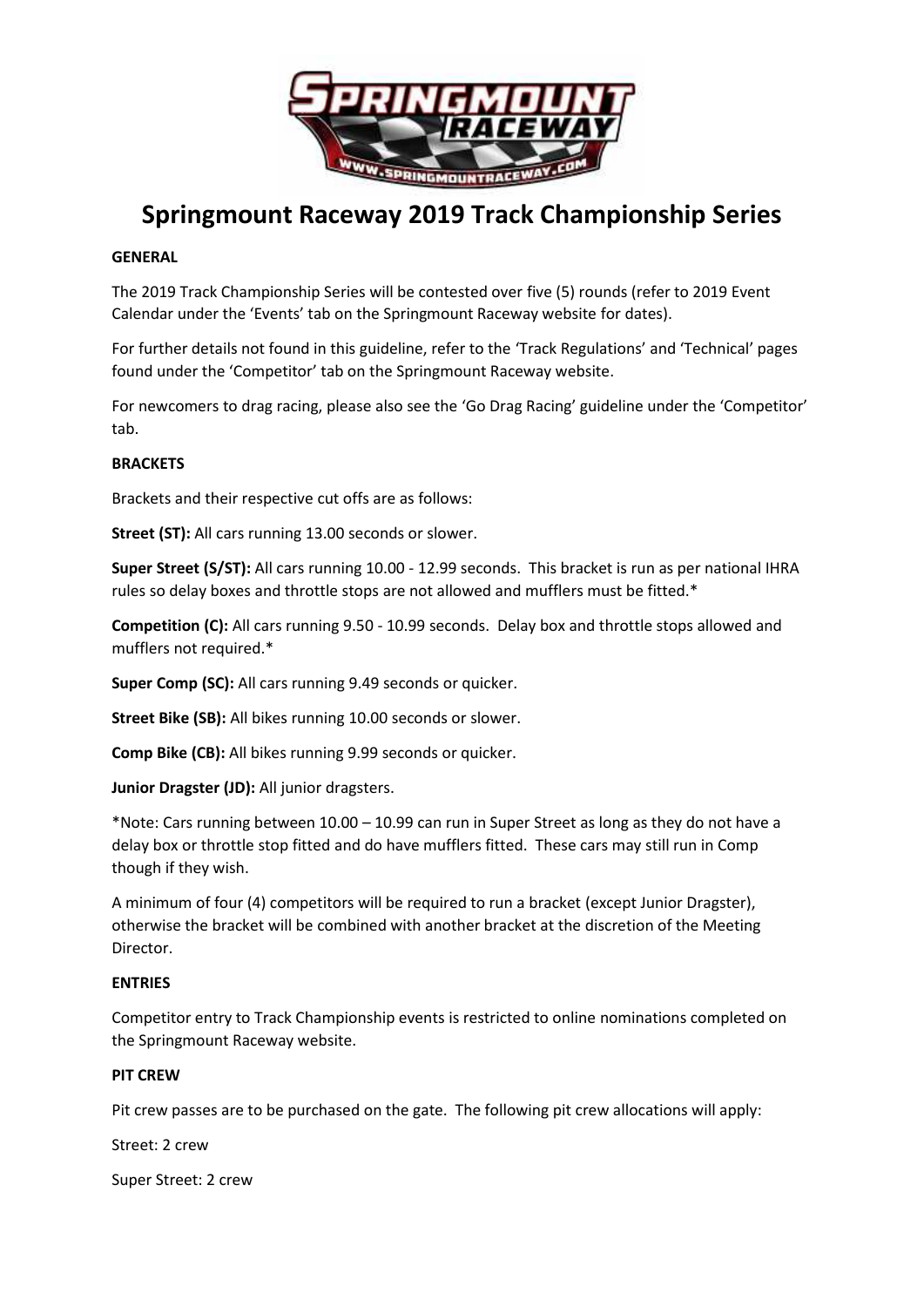# Springmount Raceway 2019 Track Championship Series

**GENERAL**

The 2019 Track Championship Series will be contested over five (5) rounds (refer to 2019 Event Calendar under the 'Events' tab on the Springmount Raceway website for dates).

For further details not found in this guideline, refer to the 'Track Regulations' and 'Technical' pages found under the 'Competitor' tab on the Springmount Raceway website.

For newcomers to drag racing, please also see the 'Go Drag Racing' guideline under the 'Competitor' tab.

**BRACKETS**

Brackets and their respective cut offs are as follows:

**Street (ST):** All cars running 13.00 seconds or slower.

**Super Street (S/ST):** All cars running 10.00 - 12.99 seconds. This bracket is run as per national IHRA rules so delay boxes and throttle stops are not allowed and mufflers must be fitted.*

**Competition (C):** All cars running 9.50 - 10.99 seconds. Delay box and throttle stops allowed and mufflers not required.*

**Super Comp (SC):** All cars running 9.49 seconds or quicker.

**Street Bike (SB):** All bikes running 10.00 seconds or slower.

**Comp Bike (CB):** All bikes running 9.99 seconds or quicker.

**Junior Dragster (JD):** All junior dragsters.

*Note: Cars running between 10.00 – 10.99 can run in Super Street as long as they do not have a delay box or throttle stop fitted and do have mufflers fitted. These cars may still run in Comp though if they wish.

A minimum of four (4) competitors will be required to run a bracket (except Junior Dragster), otherwise the bracket will be combined with another bracket at the discretion of the Meeting Director.

**ENTRIES**

Competitor entry to Track Championship events is restricted to online nominations completed on the Springmount Raceway website.

**PIT CREW**

Pit crew passes are to be purchased on the gate. The following pit crew allocations will apply:

Street: 2 crew

Super Street: 2 crew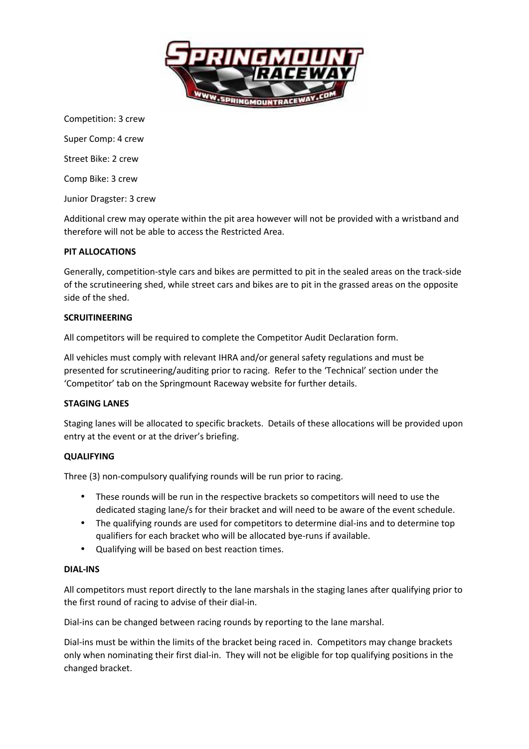Competition: 3 crew

Super Comp: 4 crew

Street Bike: 2 crew

Comp Bike: 3 crew

Junior Dragster: 3 crew

Additional crew may operate within the pit area however will not be provided with a wristband and therefore will not be able to access the Restricted Area.

**PIT ALLOCATIONS**

Generally, competition-style cars and bikes are permitted to pit in the sealed areas on the track-side of the scrutineering shed, while street cars and bikes are to pit in the grassed areas on the opposite side of the shed.

**SCRUITINEERING**

All competitors will be required to complete the Competitor Audit Declaration form.

All vehicles must comply with relevant IHRA and/or general safety regulations and must be presented for scrutineering/auditing prior to racing. Refer to the 'Technical' section under the 'Competitor' tab on the Springmount Raceway website for further details.

**STAGING LANES**

Staging lanes will be allocated to specific brackets. Details of these allocations will be provided upon entry at the event or at the driver's briefing.

**QUALIFYING**

Three (3) non-compulsory qualifying rounds will be run prior to racing.

- These rounds will be run in the respective brackets so competitors will need to use the dedicated staging lane/s for their bracket and will need to be aware of the event schedule.
- The qualifying rounds are used for competitors to determine dial-ins and to determine top qualifiers for each bracket who will be allocated bye-runs if available.
- Qualifying will be based on best reaction times.

**DIAL-INS**

All competitors must report directly to the lane marshals in the staging lanes after qualifying prior to the first round of racing to advise of their dial-in.

Dial-ins can be changed between racing rounds by reporting to the lane marshal.

Dial-ins must be within the limits of the bracket being raced in. Competitors may change brackets only when nominating their first dial-in. They will not be eligible for top qualifying positions in the changed bracket.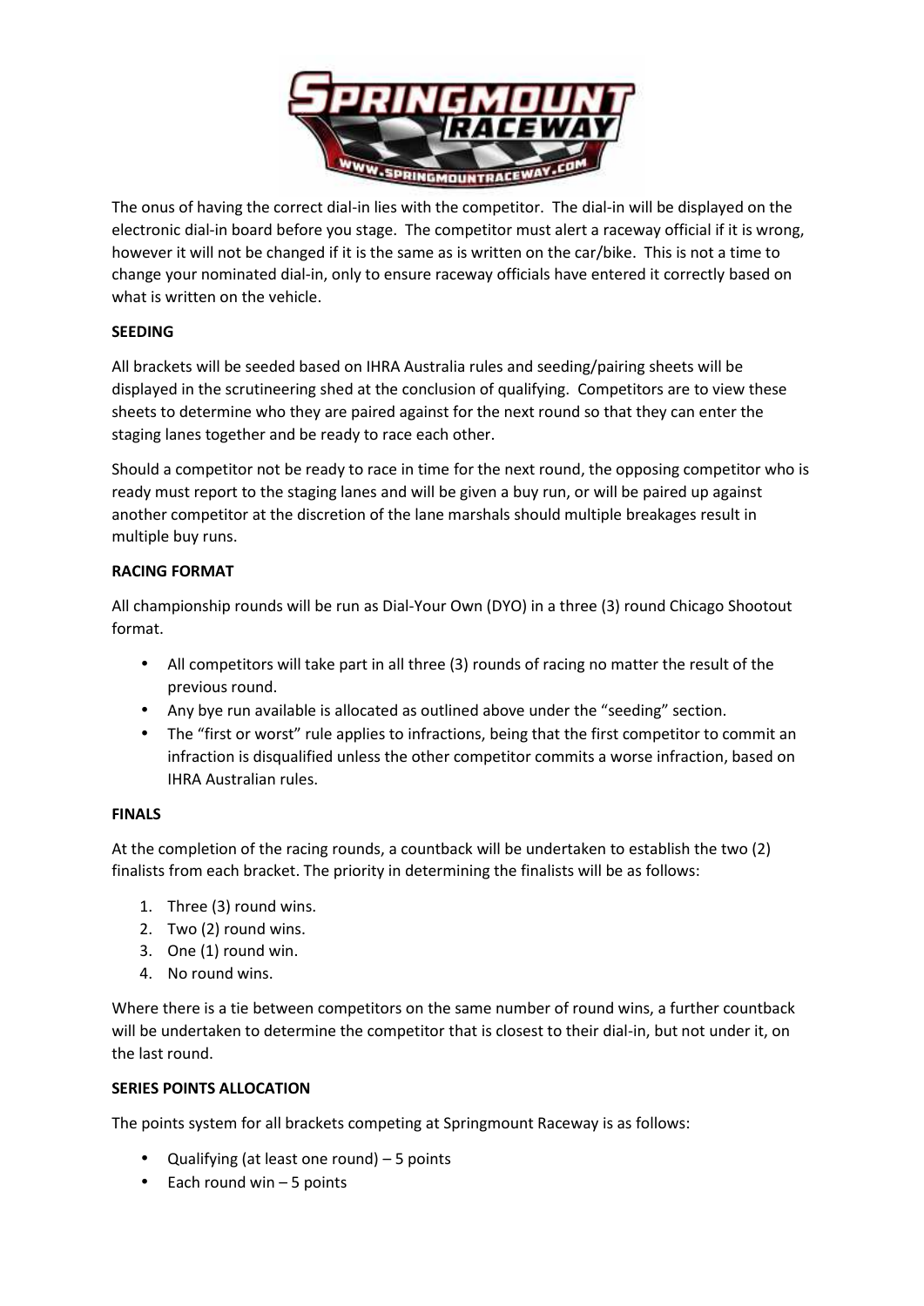The onus of having the correct dial-in lies with the competitor. The dial-in will be displayed on the electronic dial-in board before you stage. The competitor must alert a raceway official if it is wrong, however it will not be changed if it is the same as is written on the car/bike. This is not a time to change your nominated dial-in, only to ensure raceway officials have entered it correctly based on what is written on the vehicle.

**SEEDING**

All brackets will be seeded based on IHRA Australia rules and seeding/pairing sheets will be displayed in the scrutineering shed at the conclusion of qualifying. Competitors are to view these sheets to determine who they are paired against for the next round so that they can enter the staging lanes together and be ready to race each other.

Should a competitor not be ready to race in time for the next round, the opposing competitor who is ready must report to the staging lanes and will be given a buy run, or will be paired up against another competitor at the discretion of the lane marshals should multiple breakages result in multiple buy runs.

**RACING FORMAT**

All championship rounds will be run as Dial-Your Own (DYO) in a three (3) round Chicago Shootout format.

- All competitors will take part in all three (3) rounds of racing no matter the result of the previous round.
- Any bye run available is allocated as outlined above under the "seeding" section.
- The "first or worst" rule applies to infractions, being that the first competitor to commit an infraction is disqualified unless the other competitor commits a worse infraction, based on IHRA Australian rules.

**FINALS**

At the completion of the racing rounds, a countback will be undertaken to establish the two (2) finalists from each bracket. The priority in determining the finalists will be as follows:

1. Three (3) round wins.
2. Two (2) round wins.
3. One (1) round win.
4. No round wins.

Where there is a tie between competitors on the same number of round wins, a further countback will be undertaken to determine the competitor that is closest to their dial-in, but not under it, on the last round.

**SERIES POINTS ALLOCATION**

The points system for all brackets competing at Springmount Raceway is as follows:

- Qualifying (at least one round) – 5 points
- Each round win – 5 points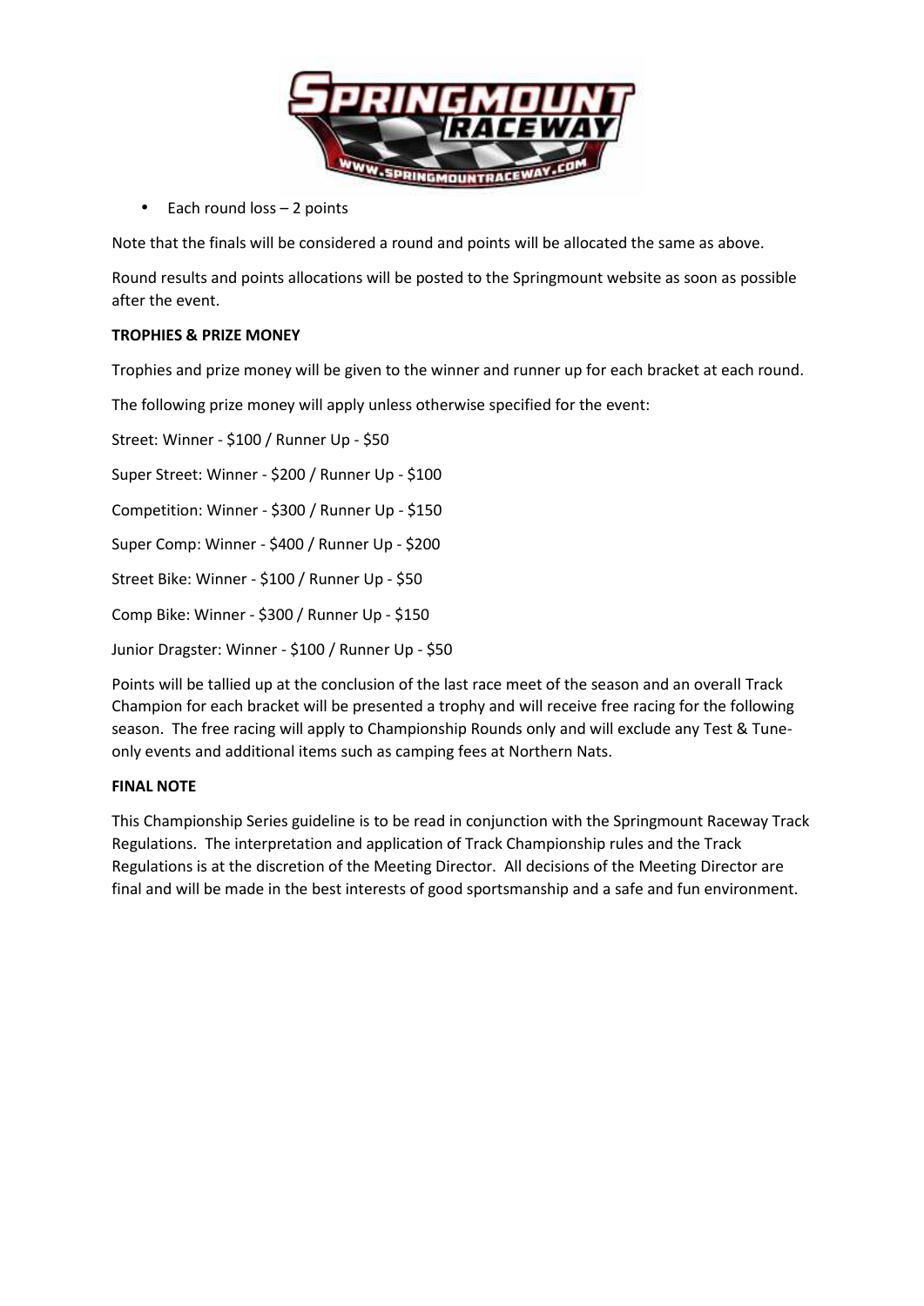- Each round loss – 2 points

Note that the finals will be considered a round and points will be allocated the same as above.

Round results and points allocations will be posted to the Springmount website as soon as possible after the event.

**TROPHIES & PRIZE MONEY**

Trophies and prize money will be given to the winner and runner up for each bracket at each round.

The following prize money will apply unless otherwise specified for the event:

Street: Winner - $100 / Runner Up - $50

Super Street: Winner - $200 / Runner Up - $100

Competition: Winner - $300 / Runner Up - $150

Super Comp: Winner - $400 / Runner Up - $200

Street Bike: Winner - $100 / Runner Up - $50

Comp Bike: Winner - $300 / Runner Up - $150

Junior Dragster: Winner - $100 / Runner Up - $50

Points will be tallied up at the conclusion of the last race meet of the season and an overall Track Champion for each bracket will be presented a trophy and will receive free racing for the following season. The free racing will apply to Championship Rounds only and will exclude any Test & Tune-only events and additional items such as camping fees at Northern Nats.

**FINAL NOTE**

This Championship Series guideline is to be read in conjunction with the Springmount Raceway Track Regulations. The interpretation and application of Track Championship rules and the Track Regulations is at the discretion of the Meeting Director. All decisions of the Meeting Director are final and will be made in the best interests of good sportsmanship and a safe and fun environment.